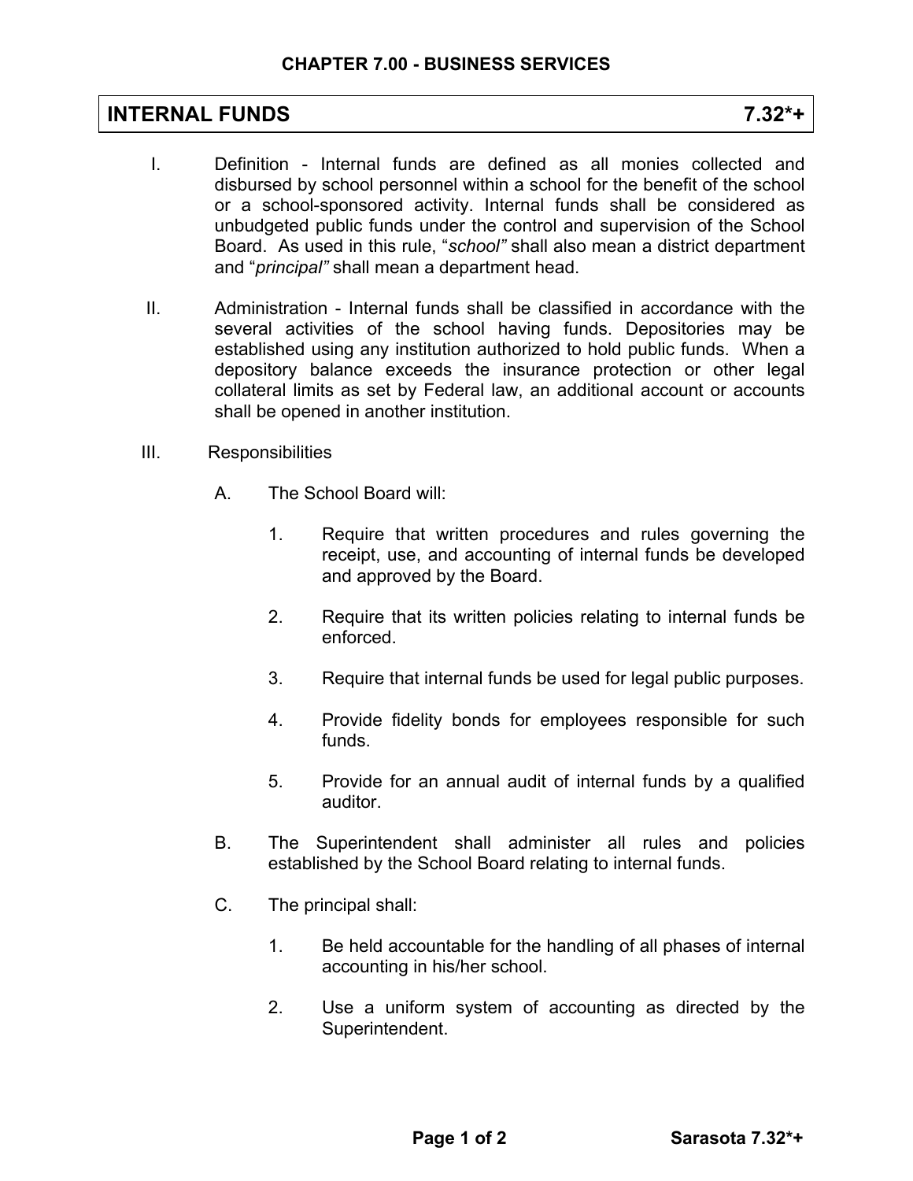## CHAPTER 7.00 - BUSINESS SERVICES

# INTERNAL FUNDS 7.32*+

I. Definition - Internal funds are defined as all monies collected and disbursed by school personnel within a school for the benefit of the school or a school-sponsored activity. Internal funds shall be considered as unbudgeted public funds under the control and supervision of the School Board. As used in this rule, "*school"* shall also mean a district department and "*principal"* shall mean a department head.

II. Administration - Internal funds shall be classified in accordance with the several activities of the school having funds. Depositories may be established using any institution authorized to hold public funds. When a depository balance exceeds the insurance protection or other legal collateral limits as set by Federal law, an additional account or accounts shall be opened in another institution.

III. Responsibilities

A. The School Board will:

1. Require that written procedures and rules governing the receipt, use, and accounting of internal funds be developed and approved by the Board.

2. Require that its written policies relating to internal funds be enforced.

3. Require that internal funds be used for legal public purposes.

4. Provide fidelity bonds for employees responsible for such funds.

5. Provide for an annual audit of internal funds by a qualified auditor.

B. The Superintendent shall administer all rules and policies established by the School Board relating to internal funds.

C. The principal shall:

1. Be held accountable for the handling of all phases of internal accounting in his/her school.

2. Use a uniform system of accounting as directed by the Superintendent.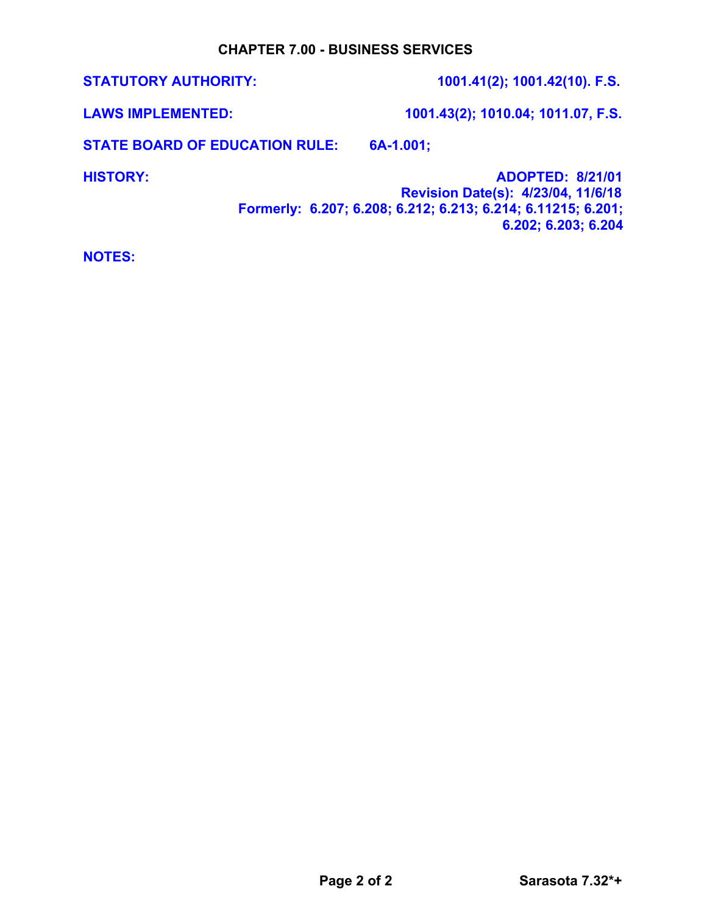**STATUTORY AUTHORITY:** 1001.41(2); 1001.42(10). F.S.

**LAWS IMPLEMENTED:** 1001.43(2); 1010.04; 1011.07, F.S.

**STATE BOARD OF EDUCATION RULE:** 6A-1.001;

**HISTORY:** ADOPTED: 8/21/01
Revision Date(s): 4/23/04, 11/6/18
Formerly: 6.207; 6.208; 6.212; 6.213; 6.214; 6.11215; 6.201; 6.202; 6.203; 6.204

**NOTES:**